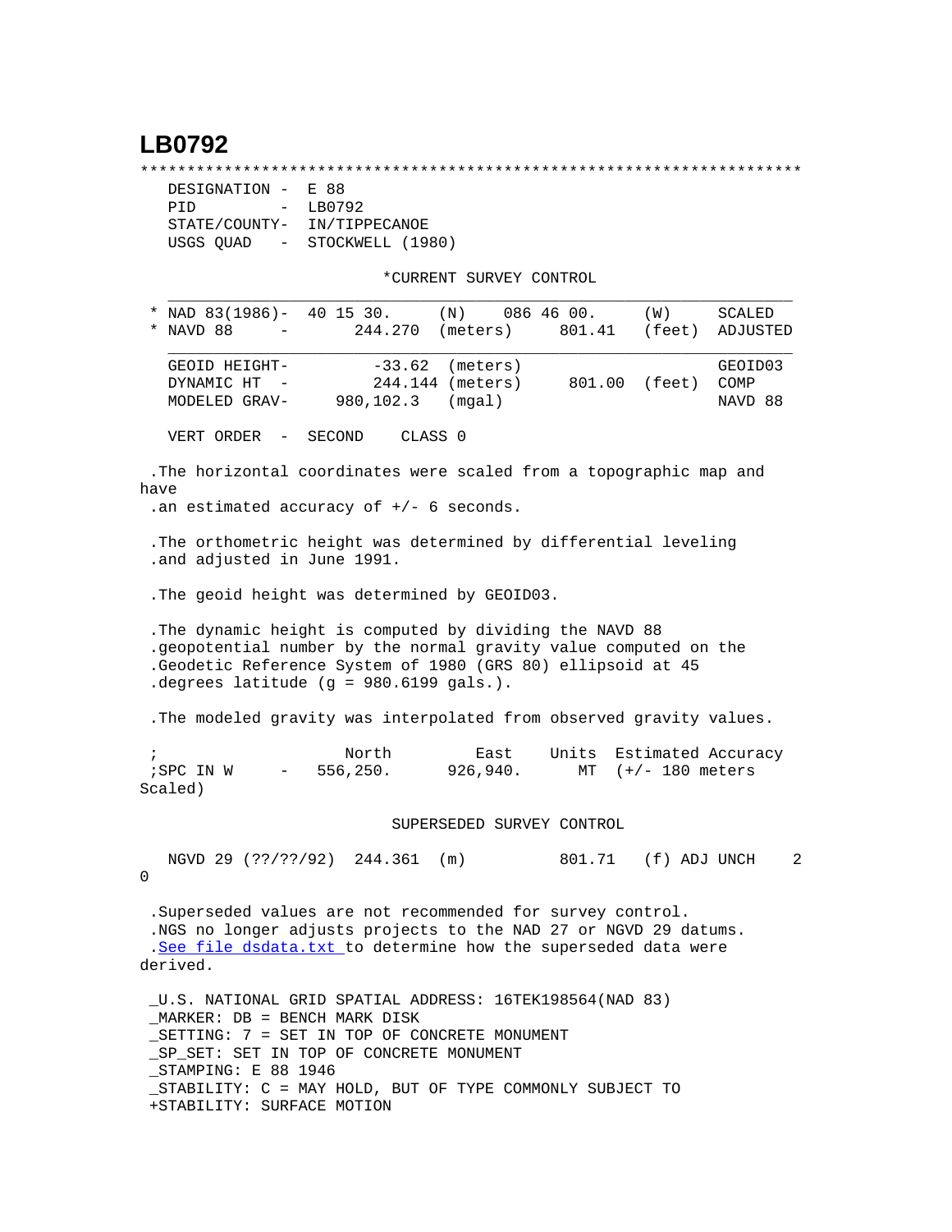# LB0792

```
***********************************************************************
   DESIGNATION -  E 88
   PID         -  LB0792
   STATE/COUNTY-  IN/TIPPECANOE
   USGS QUAD   -  STOCKWELL (1980)

                              *CURRENT SURVEY CONTROL
   ___________________________________________________________________
 * NAD 83(1986)-  40 15 30.     (N)    086 46 00.     (W)     SCALED
 * NAVD 88     -       244.270  (meters)     801.41   (feet)  ADJUSTED
   ___________________________________________________________________
   GEOID HEIGHT-        -33.62  (meters)                      GEOID03
   DYNAMIC HT  -       244.144 (meters)      801.00  (feet)   COMP
   MODELED GRAV-     980,102.3  (mgal)                        NAVD 88

   VERT ORDER  -  SECOND    CLASS 0

 .The horizontal coordinates were scaled from a topographic map and
have
 .an estimated accuracy of +/- 6 seconds.

 .The orthometric height was determined by differential leveling
 .and adjusted in June 1991.

 .The geoid height was determined by GEOID03.

 .The dynamic height is computed by dividing the NAVD 88
 .geopotential number by the normal gravity value computed on the
 .Geodetic Reference System of 1980 (GRS 80) ellipsoid at 45
 .degrees latitude (g = 980.6199 gals.).

 .The modeled gravity was interpolated from observed gravity values.

 ;                    North         East     Units  Estimated Accuracy
 ;SPC IN W     -    556,250.      926,940.      MT  (+/- 180 meters
Scaled)

                              SUPERSEDED SURVEY CONTROL

   NGVD 29 (??/??/92)  244.361  (m)          801.71   (f) ADJ UNCH    2
0

 .Superseded values are not recommended for survey control.
 .NGS no longer adjusts projects to the NAD 27 or NGVD 29 datums.
 .See file dsdata.txt to determine how the superseded data were
derived.

 _U.S. NATIONAL GRID SPATIAL ADDRESS: 16TEK198564(NAD 83)
 _MARKER: DB = BENCH MARK DISK
 _SETTING: 7 = SET IN TOP OF CONCRETE MONUMENT
 _SP_SET: SET IN TOP OF CONCRETE MONUMENT
 _STAMPING: E 88 1946
 _STABILITY: C = MAY HOLD, BUT OF TYPE COMMONLY SUBJECT TO
 +STABILITY: SURFACE MOTION
```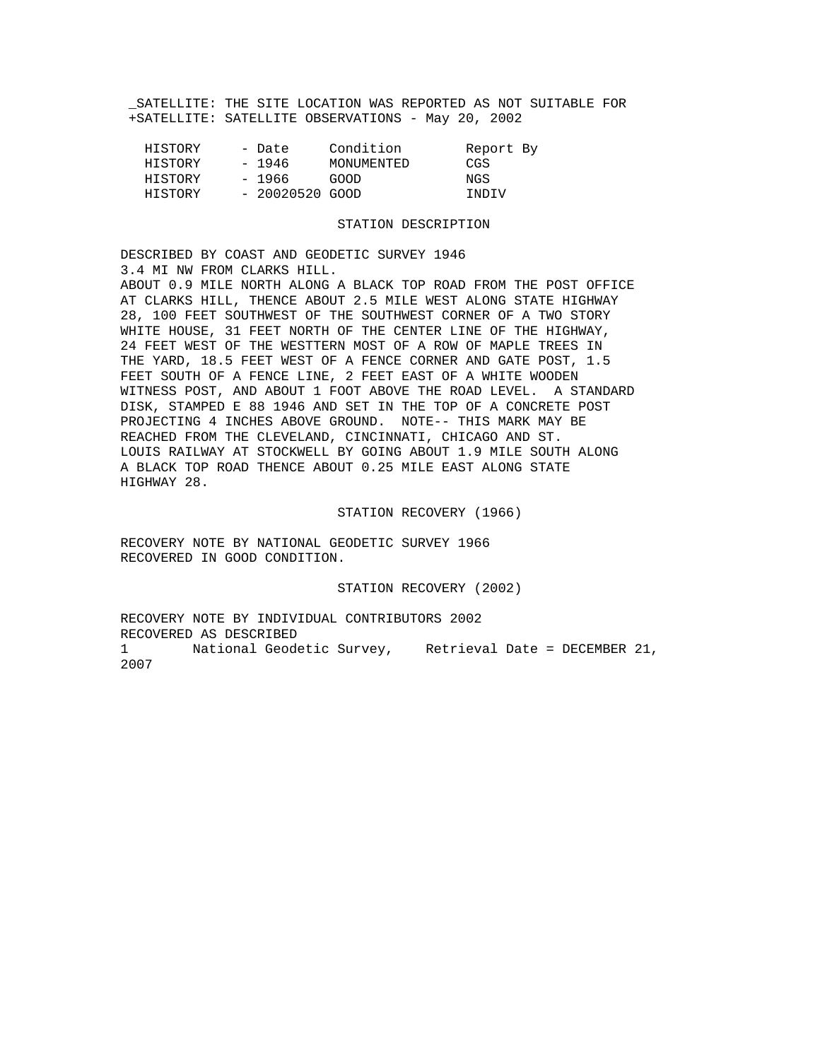_SATELLITE: THE SITE LOCATION WAS REPORTED AS NOT SUITABLE FOR
+SATELLITE: SATELLITE OBSERVATIONS - May 20, 2002

| HISTORY | - Date | Condition | Report By |
|---|---|---|---|
| HISTORY | - 1946 | MONUMENTED | CGS |
| HISTORY | - 1966 | GOOD | NGS |
| HISTORY | - 20020520 | GOOD | INDIV |

STATION DESCRIPTION

DESCRIBED BY COAST AND GEODETIC SURVEY 1946
3.4 MI NW FROM CLARKS HILL.
ABOUT 0.9 MILE NORTH ALONG A BLACK TOP ROAD FROM THE POST OFFICE AT CLARKS HILL, THENCE ABOUT 2.5 MILE WEST ALONG STATE HIGHWAY 28, 100 FEET SOUTHWEST OF THE SOUTHWEST CORNER OF A TWO STORY WHITE HOUSE, 31 FEET NORTH OF THE CENTER LINE OF THE HIGHWAY, 24 FEET WEST OF THE WESTTERN MOST OF A ROW OF MAPLE TREES IN THE YARD, 18.5 FEET WEST OF A FENCE CORNER AND GATE POST, 1.5 FEET SOUTH OF A FENCE LINE, 2 FEET EAST OF A WHITE WOODEN WITNESS POST, AND ABOUT 1 FOOT ABOVE THE ROAD LEVEL. A STANDARD DISK, STAMPED E 88 1946 AND SET IN THE TOP OF A CONCRETE POST PROJECTING 4 INCHES ABOVE GROUND. NOTE-- THIS MARK MAY BE REACHED FROM THE CLEVELAND, CINCINNATI, CHICAGO AND ST. LOUIS RAILWAY AT STOCKWELL BY GOING ABOUT 1.9 MILE SOUTH ALONG A BLACK TOP ROAD THENCE ABOUT 0.25 MILE EAST ALONG STATE HIGHWAY 28.

STATION RECOVERY (1966)

RECOVERY NOTE BY NATIONAL GEODETIC SURVEY 1966
RECOVERED IN GOOD CONDITION.

STATION RECOVERY (2002)

RECOVERY NOTE BY INDIVIDUAL CONTRIBUTORS 2002
RECOVERED AS DESCRIBED
1 National Geodetic Survey, Retrieval Date = DECEMBER 21, 2007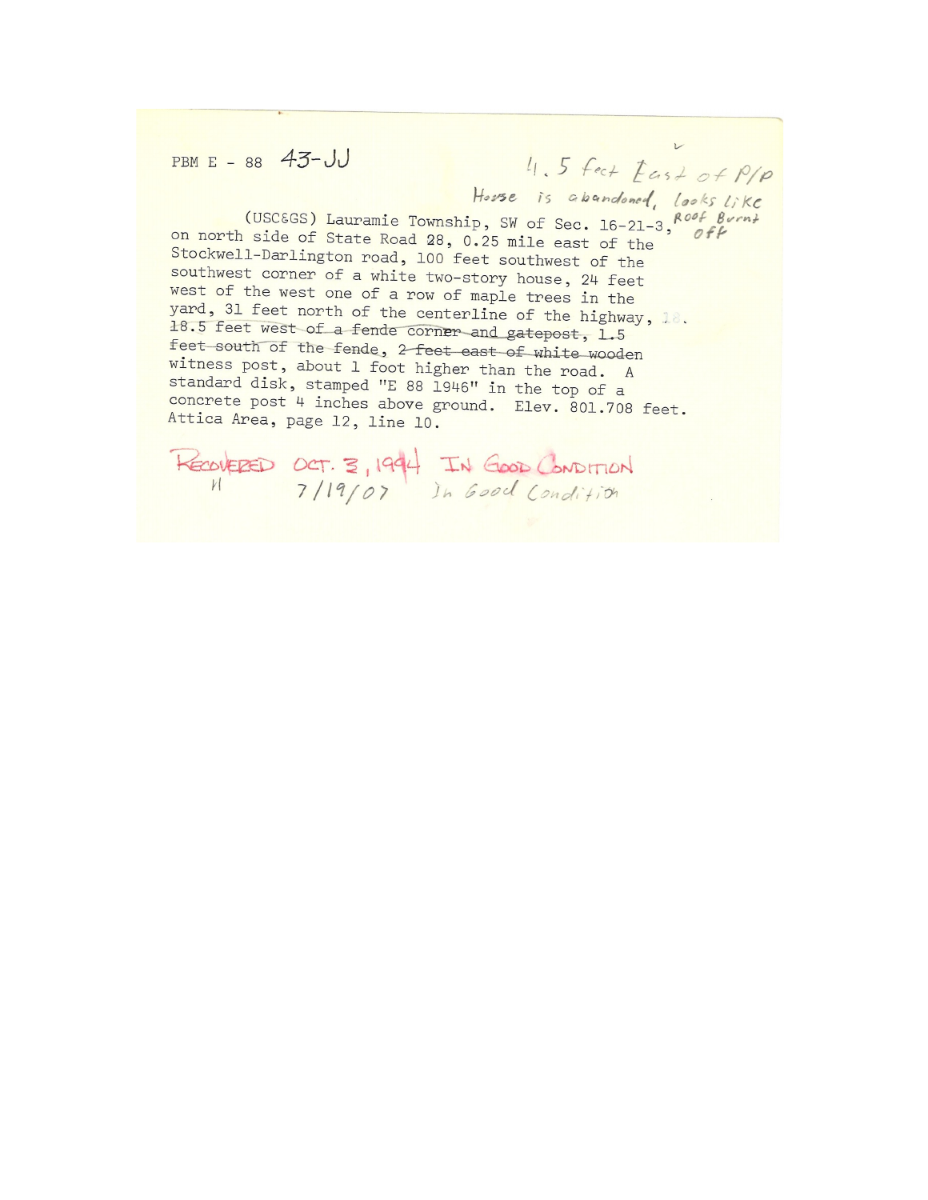PBM E - 88 43-JJ

4.5 feet East of P/P

House is abandoned, looks like Roof Burnt off

(USC&GS) Lauramie Township, SW of Sec. 16-21-3, on north side of State Road 28, 0.25 mile east of the Stockwell-Darlington road, 100 feet southwest of the southwest corner of a white two-story house, 24 feet west of the west one of a row of maple trees in the yard, 31 feet north of the centerline of the highway, ~~18.5 feet west of a fende corner and gatepost~~, 1.5 ~~feet south of the fende~~, ~~2 feet east of white wooden~~ witness post, about 1 foot higher than the road. A standard disk, stamped "E 88 1946" in the top of a concrete post 4 inches above ground. Elev. 801.708 feet. Attica Area, page 12, line 10.

RECOVERED OCT. 3, 1994 IN GOOD CONDITION

" 7/19/07 In Good Condition